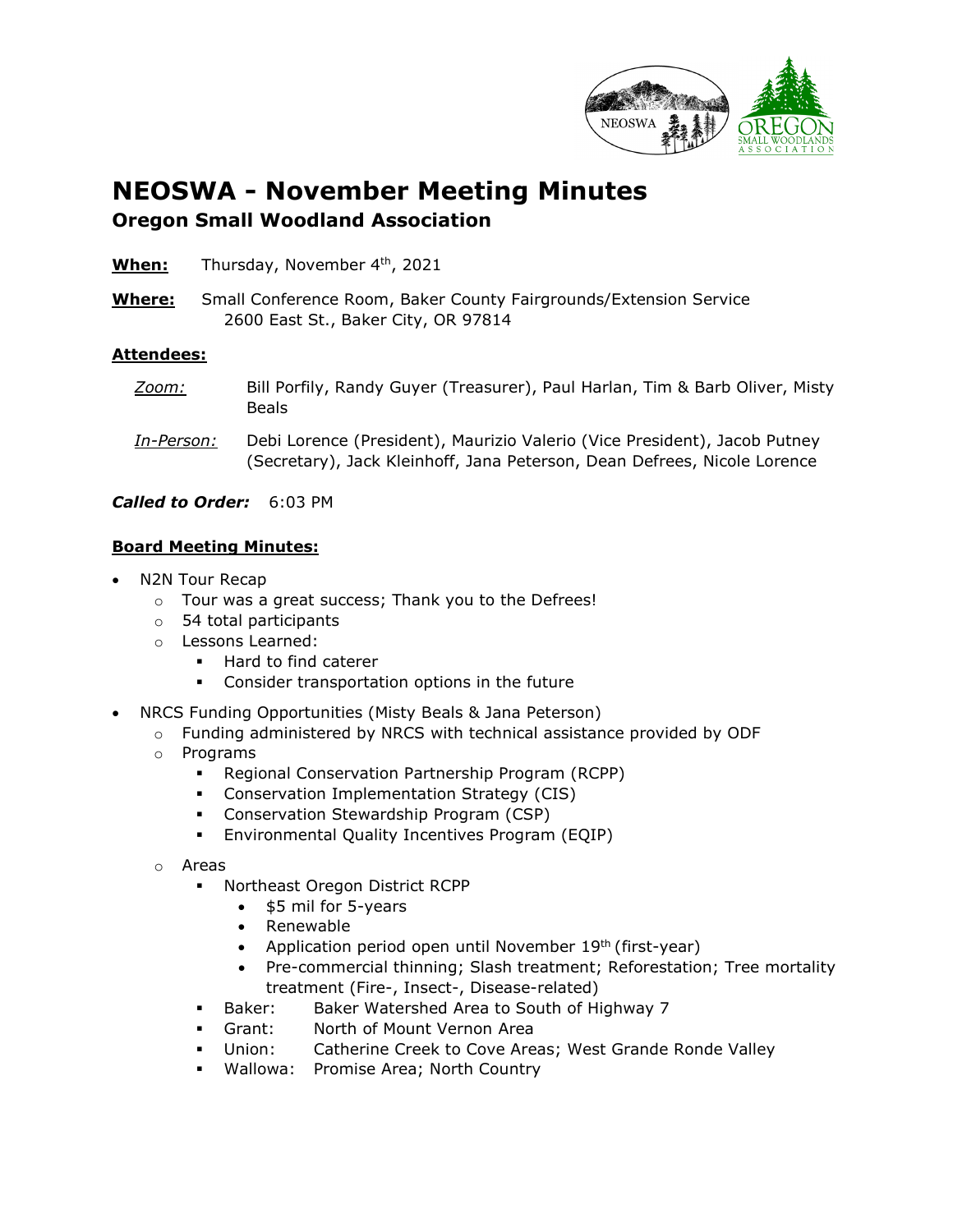# NEOSWA - November Meeting Minutes

## Oregon Small Woodland Association

**When:** Thursday, November 4th, 2021

**Where:** Small Conference Room, Baker County Fairgrounds/Extension Service
2600 East St., Baker City, OR 97814

**Attendees:**

*Zoom:* Bill Porfily, Randy Guyer (Treasurer), Paul Harlan, Tim & Barb Oliver, Misty Beals

*In-Person:* Debi Lorence (President), Maurizio Valerio (Vice President), Jacob Putney (Secretary), Jack Kleinhoff, Jana Peterson, Dean Defrees, Nicole Lorence

***Called to Order:*** 6:03 PM

**Board Meeting Minutes:**

- N2N Tour Recap
  - Tour was a great success; Thank you to the Defrees!
  - 54 total participants
  - Lessons Learned:
    - Hard to find caterer
    - Consider transportation options in the future
- NRCS Funding Opportunities (Misty Beals & Jana Peterson)
  - Funding administered by NRCS with technical assistance provided by ODF
  - Programs
    - Regional Conservation Partnership Program (RCPP)
    - Conservation Implementation Strategy (CIS)
    - Conservation Stewardship Program (CSP)
    - Environmental Quality Incentives Program (EQIP)
  - Areas
    - Northeast Oregon District RCPP
      - $5 mil for 5-years
      - Renewable
      - Application period open until November 19th (first-year)
      - Pre-commercial thinning; Slash treatment; Reforestation; Tree mortality treatment (Fire-, Insect-, Disease-related)
    - Baker: Baker Watershed Area to South of Highway 7
    - Grant: North of Mount Vernon Area
    - Union: Catherine Creek to Cove Areas; West Grande Ronde Valley
    - Wallowa: Promise Area; North Country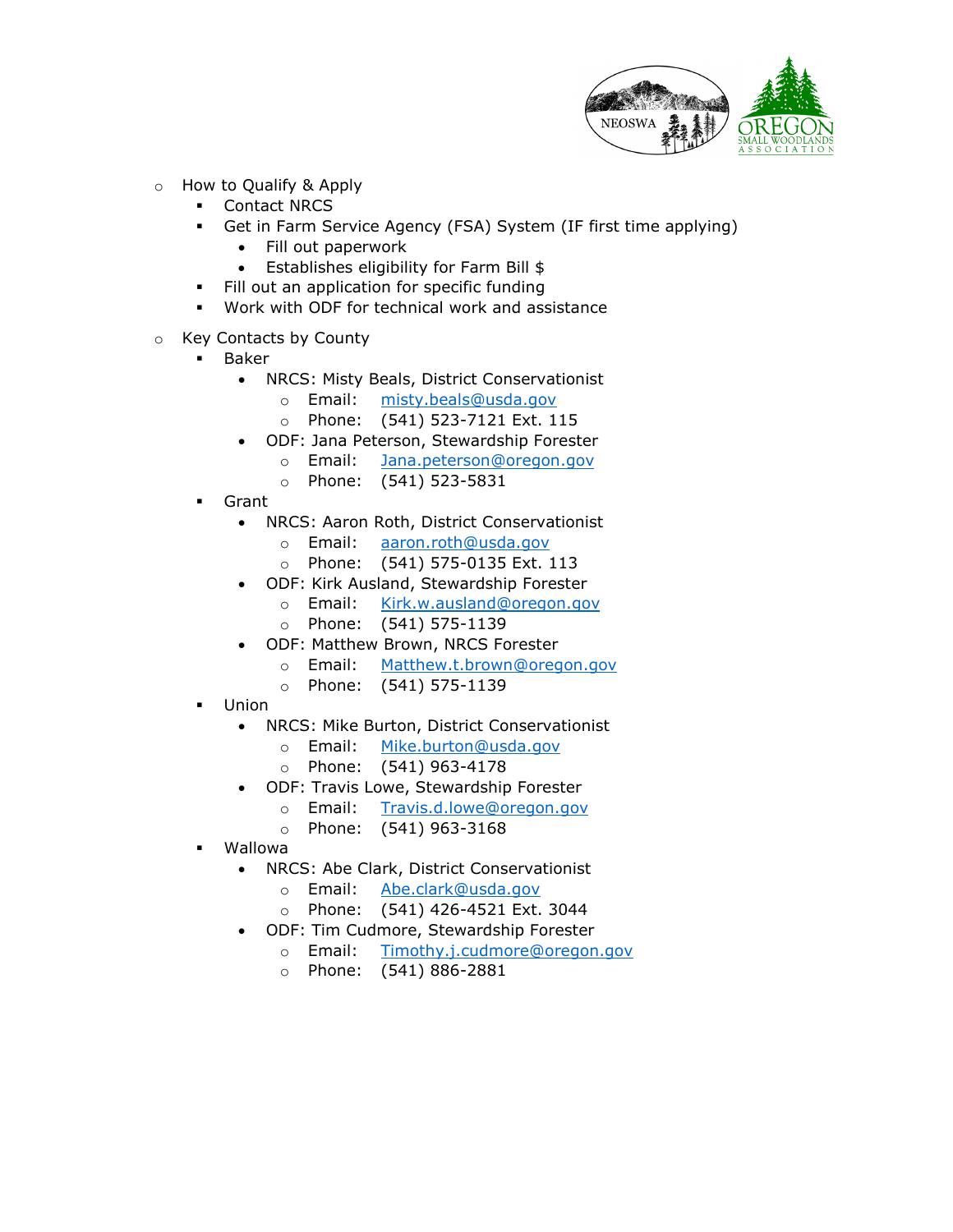- How to Qualify & Apply
  - Contact NRCS
  - Get in Farm Service Agency (FSA) System (IF first time applying)
    - Fill out paperwork
    - Establishes eligibility for Farm Bill $
  - Fill out an application for specific funding
  - Work with ODF for technical work and assistance

- Key Contacts by County
  - Baker
    - NRCS: Misty Beals, District Conservationist
      - Email: misty.beals@usda.gov
      - Phone: (541) 523-7121 Ext. 115
    - ODF: Jana Peterson, Stewardship Forester
      - Email: Jana.peterson@oregon.gov
      - Phone: (541) 523-5831
  - Grant
    - NRCS: Aaron Roth, District Conservationist
      - Email: aaron.roth@usda.gov
      - Phone: (541) 575-0135 Ext. 113
    - ODF: Kirk Ausland, Stewardship Forester
      - Email: Kirk.w.ausland@oregon.gov
      - Phone: (541) 575-1139
    - ODF: Matthew Brown, NRCS Forester
      - Email: Matthew.t.brown@oregon.gov
      - Phone: (541) 575-1139
  - Union
    - NRCS: Mike Burton, District Conservationist
      - Email: Mike.burton@usda.gov
      - Phone: (541) 963-4178
    - ODF: Travis Lowe, Stewardship Forester
      - Email: Travis.d.lowe@oregon.gov
      - Phone: (541) 963-3168
  - Wallowa
    - NRCS: Abe Clark, District Conservationist
      - Email: Abe.clark@usda.gov
      - Phone: (541) 426-4521 Ext. 3044
    - ODF: Tim Cudmore, Stewardship Forester
      - Email: Timothy.j.cudmore@oregon.gov
      - Phone: (541) 886-2881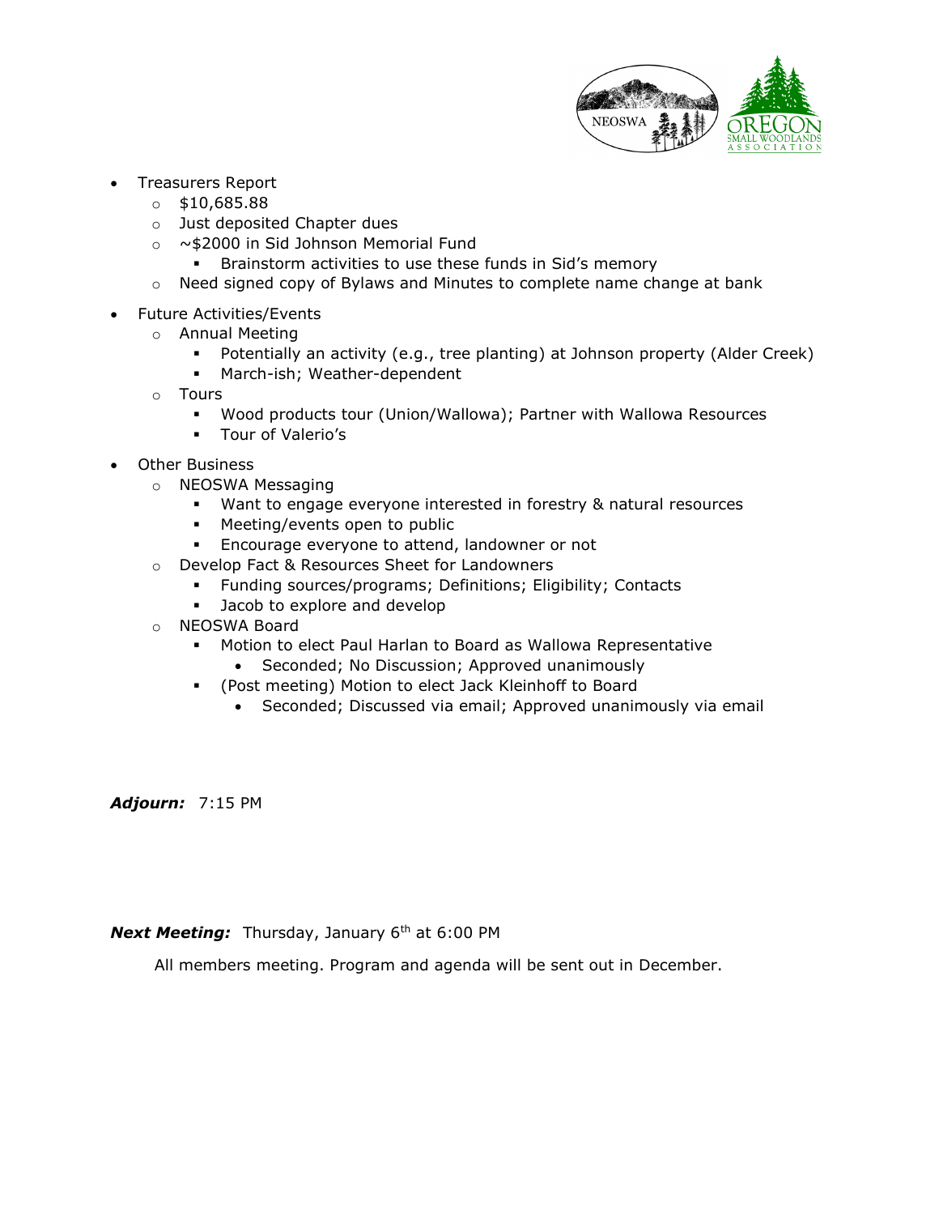- Treasurers Report
  - $10,685.88
  - Just deposited Chapter dues
  - ~$2000 in Sid Johnson Memorial Fund
    - Brainstorm activities to use these funds in Sid's memory
  - Need signed copy of Bylaws and Minutes to complete name change at bank
- Future Activities/Events
  - Annual Meeting
    - Potentially an activity (e.g., tree planting) at Johnson property (Alder Creek)
    - March-ish; Weather-dependent
  - Tours
    - Wood products tour (Union/Wallowa); Partner with Wallowa Resources
    - Tour of Valerio's
- Other Business
  - NEOSWA Messaging
    - Want to engage everyone interested in forestry & natural resources
    - Meeting/events open to public
    - Encourage everyone to attend, landowner or not
  - Develop Fact & Resources Sheet for Landowners
    - Funding sources/programs; Definitions; Eligibility; Contacts
    - Jacob to explore and develop
  - NEOSWA Board
    - Motion to elect Paul Harlan to Board as Wallowa Representative
      - Seconded; No Discussion; Approved unanimously
    - (Post meeting) Motion to elect Jack Kleinhoff to Board
      - Seconded; Discussed via email; Approved unanimously via email

***Adjourn:*** 7:15 PM

***Next Meeting:*** Thursday, January 6th at 6:00 PM

All members meeting. Program and agenda will be sent out in December.